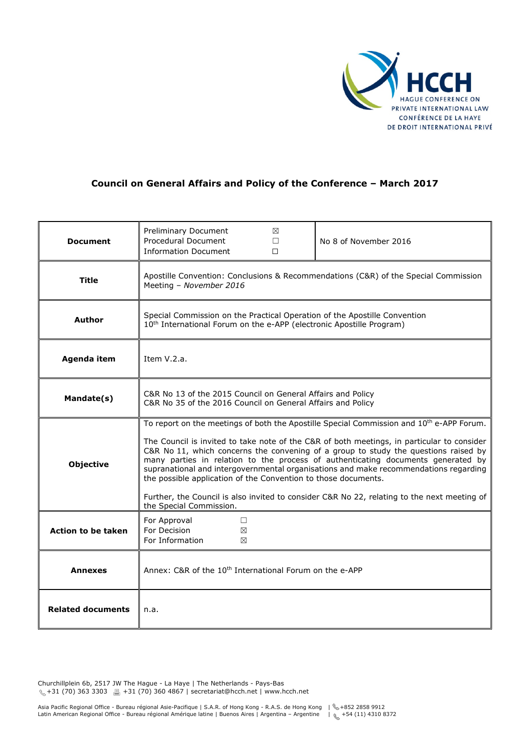HCCH
HAGUE CONFERENCE ON PRIVATE INTERNATIONAL LAW
CONFÉRENCE DE LA HAYE DE DROIT INTERNATIONAL PRIVÉ

## Council on General Affairs and Policy of the Conference – March 2017

| | | |
|---|---|---|
| **Document** | Preliminary Document ☒<br>Procedural Document ☐<br>Information Document ☐ | No 8 of November 2016 |
| **Title** | Apostille Convention: Conclusions & Recommendations (C&R) of the Special Commission Meeting – *November 2016* | |
| **Author** | Special Commission on the Practical Operation of the Apostille Convention<br>10th International Forum on the e-APP (electronic Apostille Program) | |
| **Agenda item** | Item V.2.a. | |
| **Mandate(s)** | C&R No 13 of the 2015 Council on General Affairs and Policy<br>C&R No 35 of the 2016 Council on General Affairs and Policy | |
| **Objective** | To report on the meetings of both the Apostille Special Commission and 10th e-APP Forum.<br><br>The Council is invited to take note of the C&R of both meetings, in particular to consider C&R No 11, which concerns the convening of a group to study the questions raised by many parties in relation to the process of authenticating documents generated by supranational and intergovernmental organisations and make recommendations regarding the possible application of the Convention to those documents.<br><br>Further, the Council is also invited to consider C&R No 22, relating to the next meeting of the Special Commission. | |
| **Action to be taken** | For Approval ☐<br>For Decision ☒<br>For Information ☒ | |
| **Annexes** | Annex: C&R of the 10th International Forum on the e-APP | |
| **Related documents** | n.a. | |

Churchillplein 6b, 2517 JW The Hague - La Haye | The Netherlands - Pays-Bas
+31 (70) 363 3303 | +31 (70) 360 4867 | secretariat@hcch.net | www.hcch.net

Asia Pacific Regional Office - Bureau régional Asie-Pacifique | S.A.R. of Hong Kong - R.A.S. de Hong Kong | +852 2858 9912
Latin American Regional Office - Bureau régional Amérique latine | Buenos Aires | Argentina – Argentine | +54 (11) 4310 8372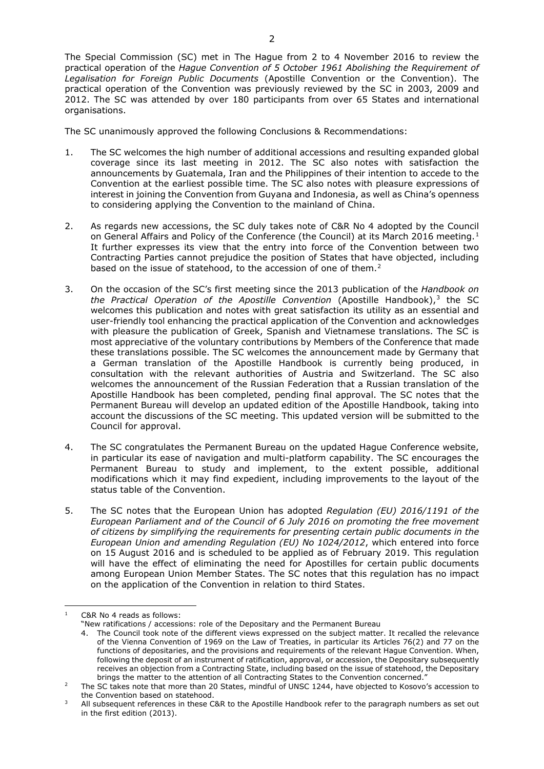The Special Commission (SC) met in The Hague from 2 to 4 November 2016 to review the practical operation of the *Hague Convention of 5 October 1961 Abolishing the Requirement of Legalisation for Foreign Public Documents* (Apostille Convention or the Convention). The practical operation of the Convention was previously reviewed by the SC in 2003, 2009 and 2012. The SC was attended by over 180 participants from over 65 States and international organisations.

The SC unanimously approved the following Conclusions & Recommendations:

1. The SC welcomes the high number of additional accessions and resulting expanded global coverage since its last meeting in 2012. The SC also notes with satisfaction the announcements by Guatemala, Iran and the Philippines of their intention to accede to the Convention at the earliest possible time. The SC also notes with pleasure expressions of interest in joining the Convention from Guyana and Indonesia, as well as China's openness to considering applying the Convention to the mainland of China.

2. As regards new accessions, the SC duly takes note of C&R No 4 adopted by the Council on General Affairs and Policy of the Conference (the Council) at its March 2016 meeting.[1] It further expresses its view that the entry into force of the Convention between two Contracting Parties cannot prejudice the position of States that have objected, including based on the issue of statehood, to the accession of one of them.[2]

3. On the occasion of the SC's first meeting since the 2013 publication of the *Handbook on the Practical Operation of the Apostille Convention* (Apostille Handbook),[3] the SC welcomes this publication and notes with great satisfaction its utility as an essential and user-friendly tool enhancing the practical application of the Convention and acknowledges with pleasure the publication of Greek, Spanish and Vietnamese translations. The SC is most appreciative of the voluntary contributions by Members of the Conference that made these translations possible. The SC welcomes the announcement made by Germany that a German translation of the Apostille Handbook is currently being produced, in consultation with the relevant authorities of Austria and Switzerland. The SC also welcomes the announcement of the Russian Federation that a Russian translation of the Apostille Handbook has been completed, pending final approval. The SC notes that the Permanent Bureau will develop an updated edition of the Apostille Handbook, taking into account the discussions of the SC meeting. This updated version will be submitted to the Council for approval.

4. The SC congratulates the Permanent Bureau on the updated Hague Conference website, in particular its ease of navigation and multi-platform capability. The SC encourages the Permanent Bureau to study and implement, to the extent possible, additional modifications which it may find expedient, including improvements to the layout of the status table of the Convention.

5. The SC notes that the European Union has adopted *Regulation (EU) 2016/1191 of the European Parliament and of the Council of 6 July 2016 on promoting the free movement of citizens by simplifying the requirements for presenting certain public documents in the European Union and amending Regulation (EU) No 1024/2012*, which entered into force on 15 August 2016 and is scheduled to be applied as of February 2019. This regulation will have the effect of eliminating the need for Apostilles for certain public documents among European Union Member States. The SC notes that this regulation has no impact on the application of the Convention in relation to third States.

---

[1] C&R No 4 reads as follows:
"New ratifications / accessions: role of the Depositary and the Permanent Bureau
4. The Council took note of the different views expressed on the subject matter. It recalled the relevance of the Vienna Convention of 1969 on the Law of Treaties, in particular its Articles 76(2) and 77 on the functions of depositaries, and the provisions and requirements of the relevant Hague Convention. When, following the deposit of an instrument of ratification, approval, or accession, the Depositary subsequently receives an objection from a Contracting State, including based on the issue of statehood, the Depositary brings the matter to the attention of all Contracting States to the Convention concerned."

[2] The SC takes note that more than 20 States, mindful of UNSC 1244, have objected to Kosovo's accession to the Convention based on statehood.

[3] All subsequent references in these C&R to the Apostille Handbook refer to the paragraph numbers as set out in the first edition (2013).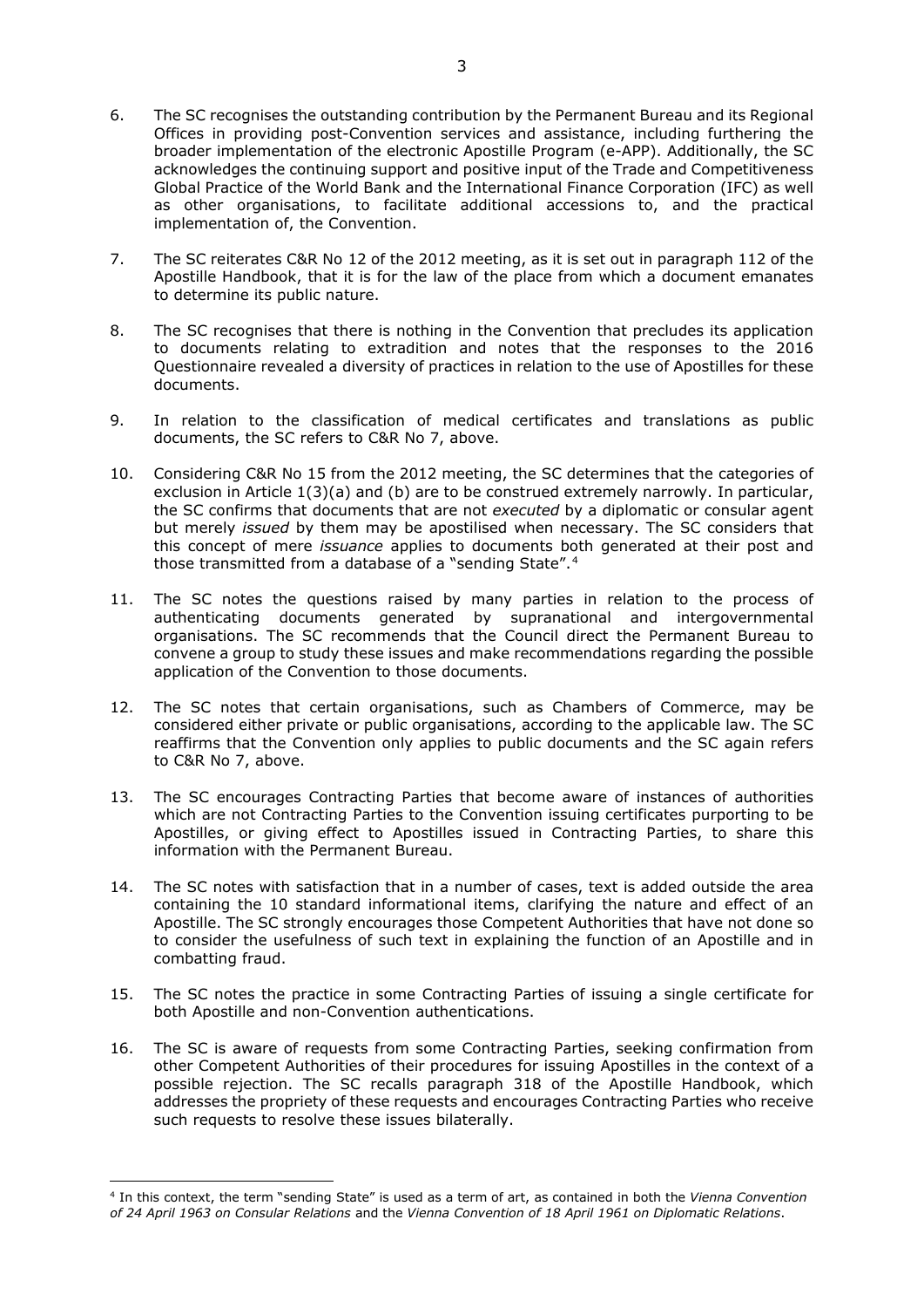6. The SC recognises the outstanding contribution by the Permanent Bureau and its Regional Offices in providing post-Convention services and assistance, including furthering the broader implementation of the electronic Apostille Program (e-APP). Additionally, the SC acknowledges the continuing support and positive input of the Trade and Competitiveness Global Practice of the World Bank and the International Finance Corporation (IFC) as well as other organisations, to facilitate additional accessions to, and the practical implementation of, the Convention.

7. The SC reiterates C&R No 12 of the 2012 meeting, as it is set out in paragraph 112 of the Apostille Handbook, that it is for the law of the place from which a document emanates to determine its public nature.

8. The SC recognises that there is nothing in the Convention that precludes its application to documents relating to extradition and notes that the responses to the 2016 Questionnaire revealed a diversity of practices in relation to the use of Apostilles for these documents.

9. In relation to the classification of medical certificates and translations as public documents, the SC refers to C&R No 7, above.

10. Considering C&R No 15 from the 2012 meeting, the SC determines that the categories of exclusion in Article 1(3)(a) and (b) are to be construed extremely narrowly. In particular, the SC confirms that documents that are not *executed* by a diplomatic or consular agent but merely *issued* by them may be apostilised when necessary. The SC considers that this concept of mere *issuance* applies to documents both generated at their post and those transmitted from a database of a "sending State".[4]

11. The SC notes the questions raised by many parties in relation to the process of authenticating documents generated by supranational and intergovernmental organisations. The SC recommends that the Council direct the Permanent Bureau to convene a group to study these issues and make recommendations regarding the possible application of the Convention to those documents.

12. The SC notes that certain organisations, such as Chambers of Commerce, may be considered either private or public organisations, according to the applicable law. The SC reaffirms that the Convention only applies to public documents and the SC again refers to C&R No 7, above.

13. The SC encourages Contracting Parties that become aware of instances of authorities which are not Contracting Parties to the Convention issuing certificates purporting to be Apostilles, or giving effect to Apostilles issued in Contracting Parties, to share this information with the Permanent Bureau.

14. The SC notes with satisfaction that in a number of cases, text is added outside the area containing the 10 standard informational items, clarifying the nature and effect of an Apostille. The SC strongly encourages those Competent Authorities that have not done so to consider the usefulness of such text in explaining the function of an Apostille and in combatting fraud.

15. The SC notes the practice in some Contracting Parties of issuing a single certificate for both Apostille and non-Convention authentications.

16. The SC is aware of requests from some Contracting Parties, seeking confirmation from other Competent Authorities of their procedures for issuing Apostilles in the context of a possible rejection. The SC recalls paragraph 318 of the Apostille Handbook, which addresses the propriety of these requests and encourages Contracting Parties who receive such requests to resolve these issues bilaterally.

---

[4] In this context, the term "sending State" is used as a term of art, as contained in both the *Vienna Convention of 24 April 1963 on Consular Relations* and the *Vienna Convention of 18 April 1961 on Diplomatic Relations*.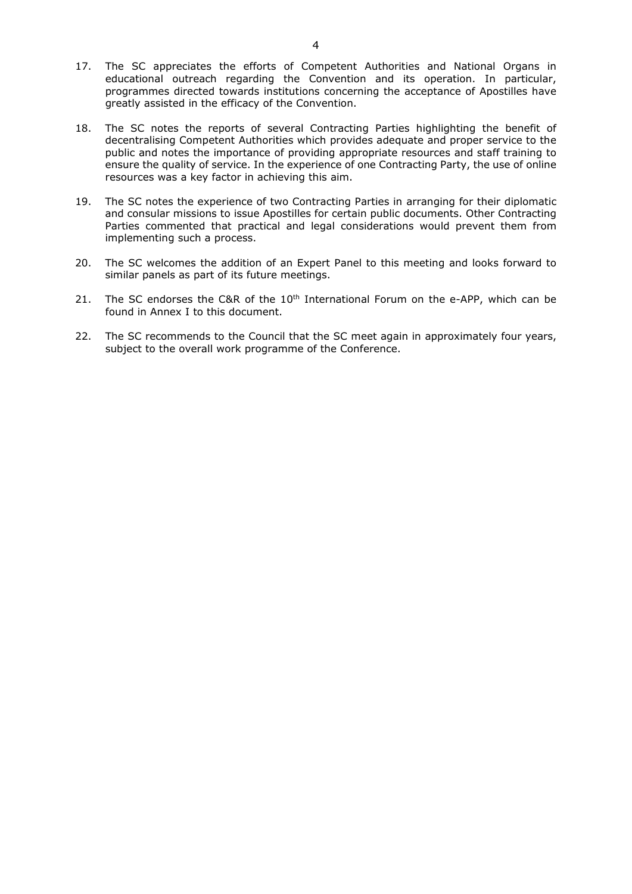17. The SC appreciates the efforts of Competent Authorities and National Organs in educational outreach regarding the Convention and its operation. In particular, programmes directed towards institutions concerning the acceptance of Apostilles have greatly assisted in the efficacy of the Convention.

18. The SC notes the reports of several Contracting Parties highlighting the benefit of decentralising Competent Authorities which provides adequate and proper service to the public and notes the importance of providing appropriate resources and staff training to ensure the quality of service. In the experience of one Contracting Party, the use of online resources was a key factor in achieving this aim.

19. The SC notes the experience of two Contracting Parties in arranging for their diplomatic and consular missions to issue Apostilles for certain public documents. Other Contracting Parties commented that practical and legal considerations would prevent them from implementing such a process.

20. The SC welcomes the addition of an Expert Panel to this meeting and looks forward to similar panels as part of its future meetings.

21. The SC endorses the C&R of the 10th International Forum on the e-APP, which can be found in Annex I to this document.

22. The SC recommends to the Council that the SC meet again in approximately four years, subject to the overall work programme of the Conference.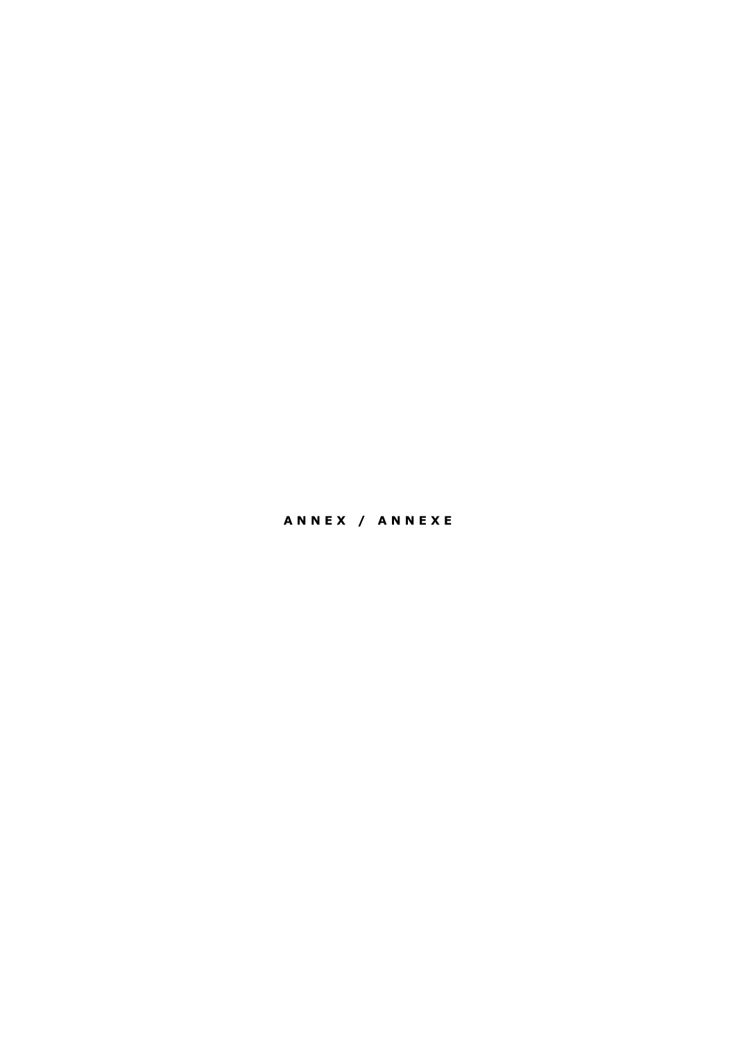# ANNEX / ANNEXE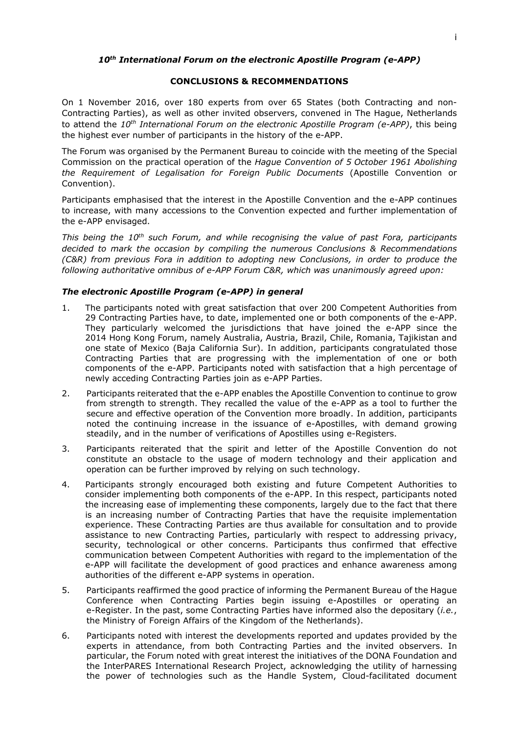### *10th International Forum on the electronic Apostille Program (e-APP)*

**CONCLUSIONS & RECOMMENDATIONS**

On 1 November 2016, over 180 experts from over 65 States (both Contracting and non-Contracting Parties), as well as other invited observers, convened in The Hague, Netherlands to attend the *10th International Forum on the electronic Apostille Program (e-APP)*, this being the highest ever number of participants in the history of the e-APP.

The Forum was organised by the Permanent Bureau to coincide with the meeting of the Special Commission on the practical operation of the *Hague Convention of 5 October 1961 Abolishing the Requirement of Legalisation for Foreign Public Documents* (Apostille Convention or Convention).

Participants emphasised that the interest in the Apostille Convention and the e-APP continues to increase, with many accessions to the Convention expected and further implementation of the e-APP envisaged.

*This being the 10th such Forum, and while recognising the value of past Fora, participants decided to mark the occasion by compiling the numerous Conclusions & Recommendations (C&R) from previous Fora in addition to adopting new Conclusions, in order to produce the following authoritative omnibus of e-APP Forum C&R, which was unanimously agreed upon:*

#### *The electronic Apostille Program (e-APP) in general*

1. The participants noted with great satisfaction that over 200 Competent Authorities from 29 Contracting Parties have, to date, implemented one or both components of the e-APP. They particularly welcomed the jurisdictions that have joined the e-APP since the 2014 Hong Kong Forum, namely Australia, Austria, Brazil, Chile, Romania, Tajikistan and one state of Mexico (Baja California Sur). In addition, participants congratulated those Contracting Parties that are progressing with the implementation of one or both components of the e-APP. Participants noted with satisfaction that a high percentage of newly acceding Contracting Parties join as e-APP Parties.
2. Participants reiterated that the e-APP enables the Apostille Convention to continue to grow from strength to strength. They recalled the value of the e-APP as a tool to further the secure and effective operation of the Convention more broadly. In addition, participants noted the continuing increase in the issuance of e-Apostilles, with demand growing steadily, and in the number of verifications of Apostilles using e-Registers.
3. Participants reiterated that the spirit and letter of the Apostille Convention do not constitute an obstacle to the usage of modern technology and their application and operation can be further improved by relying on such technology.
4. Participants strongly encouraged both existing and future Competent Authorities to consider implementing both components of the e-APP. In this respect, participants noted the increasing ease of implementing these components, largely due to the fact that there is an increasing number of Contracting Parties that have the requisite implementation experience. These Contracting Parties are thus available for consultation and to provide assistance to new Contracting Parties, particularly with respect to addressing privacy, security, technological or other concerns. Participants thus confirmed that effective communication between Competent Authorities with regard to the implementation of the e-APP will facilitate the development of good practices and enhance awareness among authorities of the different e-APP systems in operation.
5. Participants reaffirmed the good practice of informing the Permanent Bureau of the Hague Conference when Contracting Parties begin issuing e-Apostilles or operating an e-Register. In the past, some Contracting Parties have informed also the depositary (*i.e.*, the Ministry of Foreign Affairs of the Kingdom of the Netherlands).
6. Participants noted with interest the developments reported and updates provided by the experts in attendance, from both Contracting Parties and the invited observers. In particular, the Forum noted with great interest the initiatives of the DONA Foundation and the InterPARES International Research Project, acknowledging the utility of harnessing the power of technologies such as the Handle System, Cloud-facilitated document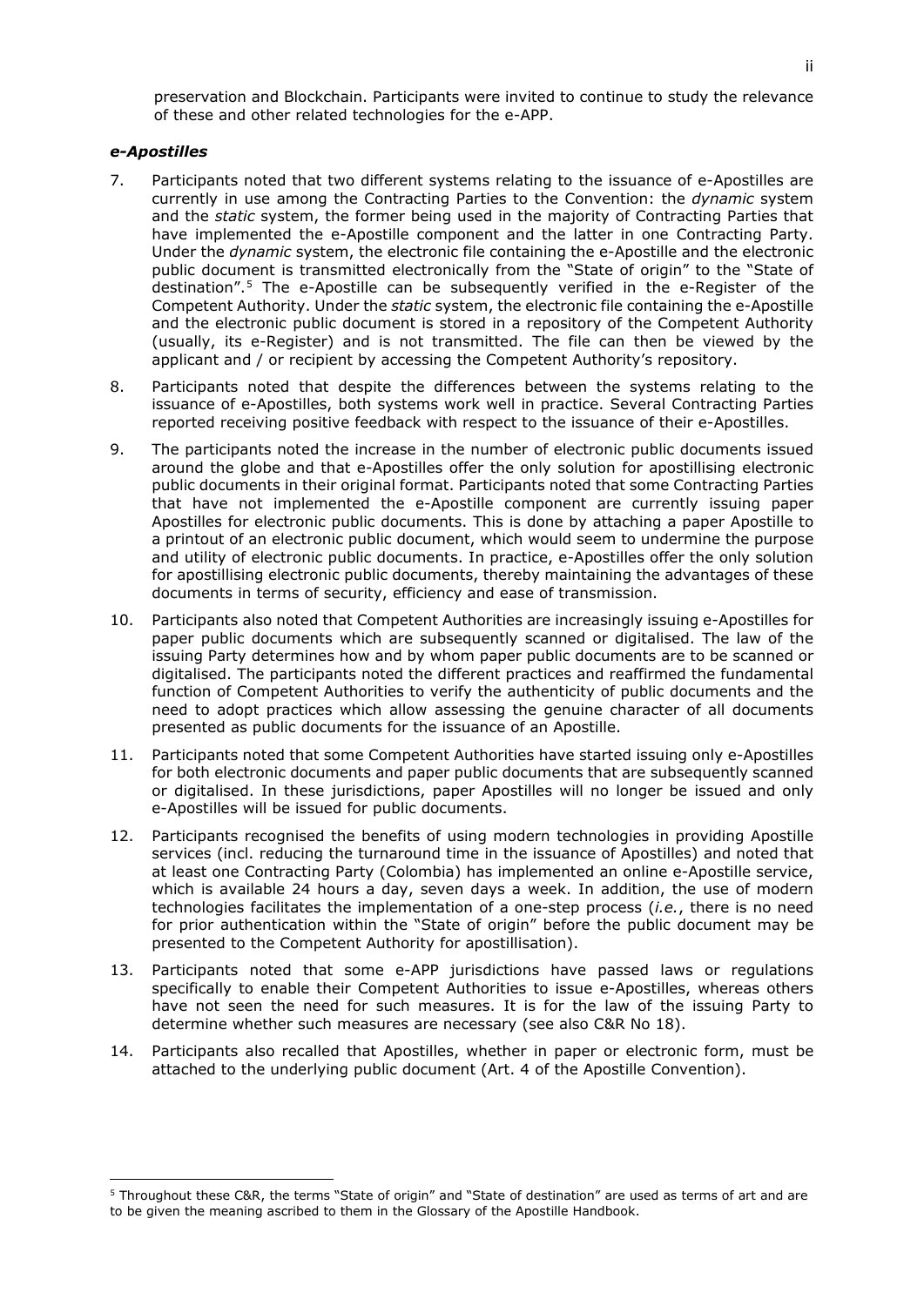preservation and Blockchain. Participants were invited to continue to study the relevance of these and other related technologies for the e-APP.

### *e-Apostilles*

7. Participants noted that two different systems relating to the issuance of e-Apostilles are currently in use among the Contracting Parties to the Convention: the *dynamic* system and the *static* system, the former being used in the majority of Contracting Parties that have implemented the e-Apostille component and the latter in one Contracting Party. Under the *dynamic* system, the electronic file containing the e-Apostille and the electronic public document is transmitted electronically from the "State of origin" to the "State of destination".[5] The e-Apostille can be subsequently verified in the e-Register of the Competent Authority. Under the *static* system, the electronic file containing the e-Apostille and the electronic public document is stored in a repository of the Competent Authority (usually, its e-Register) and is not transmitted. The file can then be viewed by the applicant and / or recipient by accessing the Competent Authority's repository.

8. Participants noted that despite the differences between the systems relating to the issuance of e-Apostilles, both systems work well in practice. Several Contracting Parties reported receiving positive feedback with respect to the issuance of their e-Apostilles.

9. The participants noted the increase in the number of electronic public documents issued around the globe and that e-Apostilles offer the only solution for apostillising electronic public documents in their original format. Participants noted that some Contracting Parties that have not implemented the e-Apostille component are currently issuing paper Apostilles for electronic public documents. This is done by attaching a paper Apostille to a printout of an electronic public document, which would seem to undermine the purpose and utility of electronic public documents. In practice, e-Apostilles offer the only solution for apostillising electronic public documents, thereby maintaining the advantages of these documents in terms of security, efficiency and ease of transmission.

10. Participants also noted that Competent Authorities are increasingly issuing e-Apostilles for paper public documents which are subsequently scanned or digitalised. The law of the issuing Party determines how and by whom paper public documents are to be scanned or digitalised. The participants noted the different practices and reaffirmed the fundamental function of Competent Authorities to verify the authenticity of public documents and the need to adopt practices which allow assessing the genuine character of all documents presented as public documents for the issuance of an Apostille.

11. Participants noted that some Competent Authorities have started issuing only e-Apostilles for both electronic documents and paper public documents that are subsequently scanned or digitalised. In these jurisdictions, paper Apostilles will no longer be issued and only e-Apostilles will be issued for public documents.

12. Participants recognised the benefits of using modern technologies in providing Apostille services (incl. reducing the turnaround time in the issuance of Apostilles) and noted that at least one Contracting Party (Colombia) has implemented an online e-Apostille service, which is available 24 hours a day, seven days a week. In addition, the use of modern technologies facilitates the implementation of a one-step process (*i.e.*, there is no need for prior authentication within the "State of origin" before the public document may be presented to the Competent Authority for apostillisation).

13. Participants noted that some e-APP jurisdictions have passed laws or regulations specifically to enable their Competent Authorities to issue e-Apostilles, whereas others have not seen the need for such measures. It is for the law of the issuing Party to determine whether such measures are necessary (see also C&R No 18).

14. Participants also recalled that Apostilles, whether in paper or electronic form, must be attached to the underlying public document (Art. 4 of the Apostille Convention).

---

[5] Throughout these C&R, the terms "State of origin" and "State of destination" are used as terms of art and are to be given the meaning ascribed to them in the Glossary of the Apostille Handbook.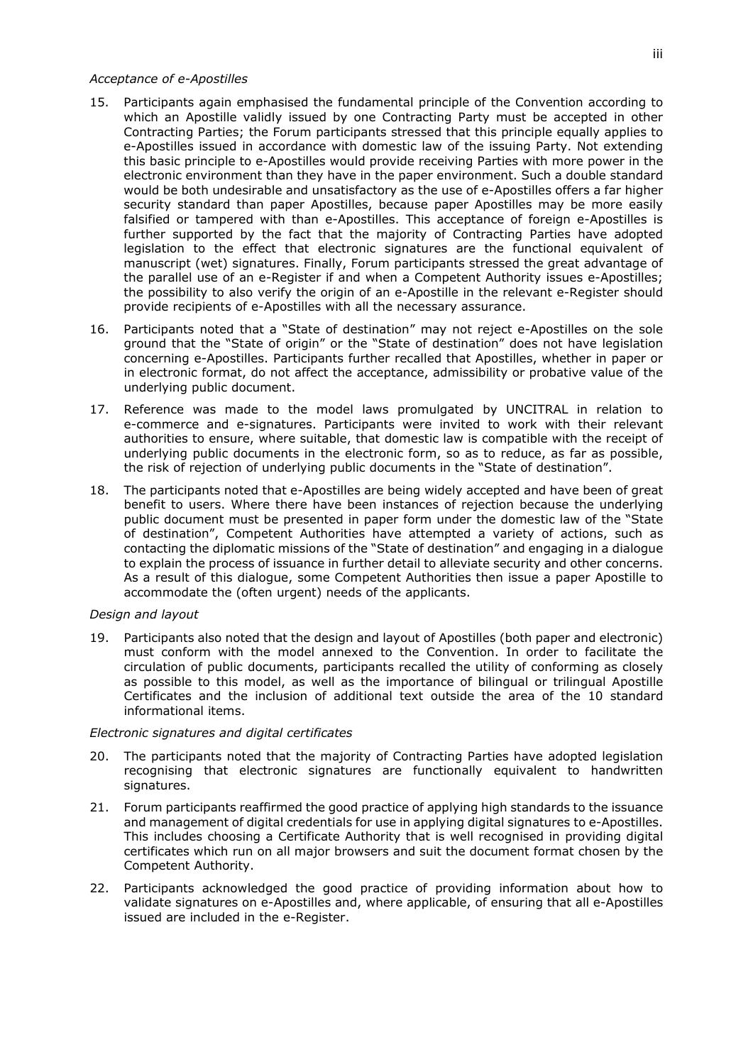*Acceptance of e-Apostilles*

15. Participants again emphasised the fundamental principle of the Convention according to which an Apostille validly issued by one Contracting Party must be accepted in other Contracting Parties; the Forum participants stressed that this principle equally applies to e-Apostilles issued in accordance with domestic law of the issuing Party. Not extending this basic principle to e-Apostilles would provide receiving Parties with more power in the electronic environment than they have in the paper environment. Such a double standard would be both undesirable and unsatisfactory as the use of e-Apostilles offers a far higher security standard than paper Apostilles, because paper Apostilles may be more easily falsified or tampered with than e-Apostilles. This acceptance of foreign e-Apostilles is further supported by the fact that the majority of Contracting Parties have adopted legislation to the effect that electronic signatures are the functional equivalent of manuscript (wet) signatures. Finally, Forum participants stressed the great advantage of the parallel use of an e-Register if and when a Competent Authority issues e-Apostilles; the possibility to also verify the origin of an e-Apostille in the relevant e-Register should provide recipients of e-Apostilles with all the necessary assurance.

16. Participants noted that a "State of destination" may not reject e-Apostilles on the sole ground that the "State of origin" or the "State of destination" does not have legislation concerning e-Apostilles. Participants further recalled that Apostilles, whether in paper or in electronic format, do not affect the acceptance, admissibility or probative value of the underlying public document.

17. Reference was made to the model laws promulgated by UNCITRAL in relation to e-commerce and e-signatures. Participants were invited to work with their relevant authorities to ensure, where suitable, that domestic law is compatible with the receipt of underlying public documents in the electronic form, so as to reduce, as far as possible, the risk of rejection of underlying public documents in the "State of destination".

18. The participants noted that e-Apostilles are being widely accepted and have been of great benefit to users. Where there have been instances of rejection because the underlying public document must be presented in paper form under the domestic law of the "State of destination", Competent Authorities have attempted a variety of actions, such as contacting the diplomatic missions of the "State of destination" and engaging in a dialogue to explain the process of issuance in further detail to alleviate security and other concerns. As a result of this dialogue, some Competent Authorities then issue a paper Apostille to accommodate the (often urgent) needs of the applicants.

*Design and layout*

19. Participants also noted that the design and layout of Apostilles (both paper and electronic) must conform with the model annexed to the Convention. In order to facilitate the circulation of public documents, participants recalled the utility of conforming as closely as possible to this model, as well as the importance of bilingual or trilingual Apostille Certificates and the inclusion of additional text outside the area of the 10 standard informational items.

*Electronic signatures and digital certificates*

20. The participants noted that the majority of Contracting Parties have adopted legislation recognising that electronic signatures are functionally equivalent to handwritten signatures.

21. Forum participants reaffirmed the good practice of applying high standards to the issuance and management of digital credentials for use in applying digital signatures to e-Apostilles. This includes choosing a Certificate Authority that is well recognised in providing digital certificates which run on all major browsers and suit the document format chosen by the Competent Authority.

22. Participants acknowledged the good practice of providing information about how to validate signatures on e-Apostilles and, where applicable, of ensuring that all e-Apostilles issued are included in the e-Register.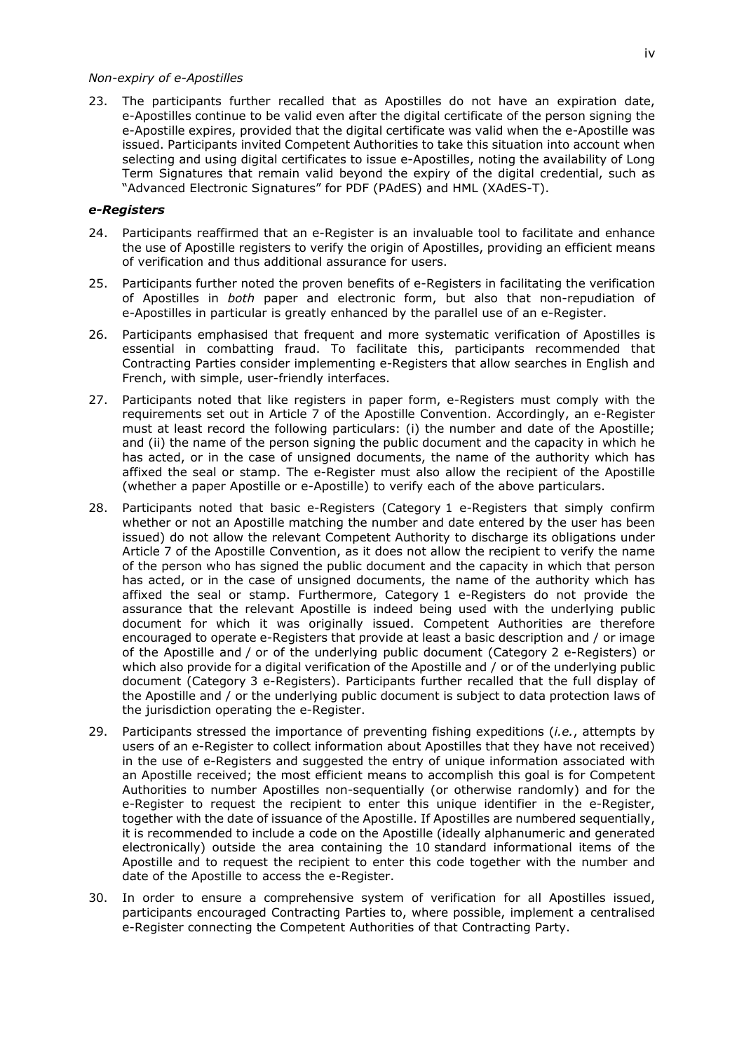*Non-expiry of e-Apostilles*

23. The participants further recalled that as Apostilles do not have an expiration date, e-Apostilles continue to be valid even after the digital certificate of the person signing the e-Apostille expires, provided that the digital certificate was valid when the e-Apostille was issued. Participants invited Competent Authorities to take this situation into account when selecting and using digital certificates to issue e-Apostilles, noting the availability of Long Term Signatures that remain valid beyond the expiry of the digital credential, such as "Advanced Electronic Signatures" for PDF (PAdES) and HML (XAdES-T).

***e-Registers***

24. Participants reaffirmed that an e-Register is an invaluable tool to facilitate and enhance the use of Apostille registers to verify the origin of Apostilles, providing an efficient means of verification and thus additional assurance for users.

25. Participants further noted the proven benefits of e-Registers in facilitating the verification of Apostilles in *both* paper and electronic form, but also that non-repudiation of e-Apostilles in particular is greatly enhanced by the parallel use of an e-Register.

26. Participants emphasised that frequent and more systematic verification of Apostilles is essential in combatting fraud. To facilitate this, participants recommended that Contracting Parties consider implementing e-Registers that allow searches in English and French, with simple, user-friendly interfaces.

27. Participants noted that like registers in paper form, e-Registers must comply with the requirements set out in Article 7 of the Apostille Convention. Accordingly, an e-Register must at least record the following particulars: (i) the number and date of the Apostille; and (ii) the name of the person signing the public document and the capacity in which he has acted, or in the case of unsigned documents, the name of the authority which has affixed the seal or stamp. The e-Register must also allow the recipient of the Apostille (whether a paper Apostille or e-Apostille) to verify each of the above particulars.

28. Participants noted that basic e-Registers (Category 1 e-Registers that simply confirm whether or not an Apostille matching the number and date entered by the user has been issued) do not allow the relevant Competent Authority to discharge its obligations under Article 7 of the Apostille Convention, as it does not allow the recipient to verify the name of the person who has signed the public document and the capacity in which that person has acted, or in the case of unsigned documents, the name of the authority which has affixed the seal or stamp. Furthermore, Category 1 e-Registers do not provide the assurance that the relevant Apostille is indeed being used with the underlying public document for which it was originally issued. Competent Authorities are therefore encouraged to operate e-Registers that provide at least a basic description and / or image of the Apostille and / or of the underlying public document (Category 2 e-Registers) or which also provide for a digital verification of the Apostille and / or of the underlying public document (Category 3 e-Registers). Participants further recalled that the full display of the Apostille and / or the underlying public document is subject to data protection laws of the jurisdiction operating the e-Register.

29. Participants stressed the importance of preventing fishing expeditions (*i.e.*, attempts by users of an e-Register to collect information about Apostilles that they have not received) in the use of e-Registers and suggested the entry of unique information associated with an Apostille received; the most efficient means to accomplish this goal is for Competent Authorities to number Apostilles non-sequentially (or otherwise randomly) and for the e-Register to request the recipient to enter this unique identifier in the e-Register, together with the date of issuance of the Apostille. If Apostilles are numbered sequentially, it is recommended to include a code on the Apostille (ideally alphanumeric and generated electronically) outside the area containing the 10 standard informational items of the Apostille and to request the recipient to enter this code together with the number and date of the Apostille to access the e-Register.

30. In order to ensure a comprehensive system of verification for all Apostilles issued, participants encouraged Contracting Parties to, where possible, implement a centralised e-Register connecting the Competent Authorities of that Contracting Party.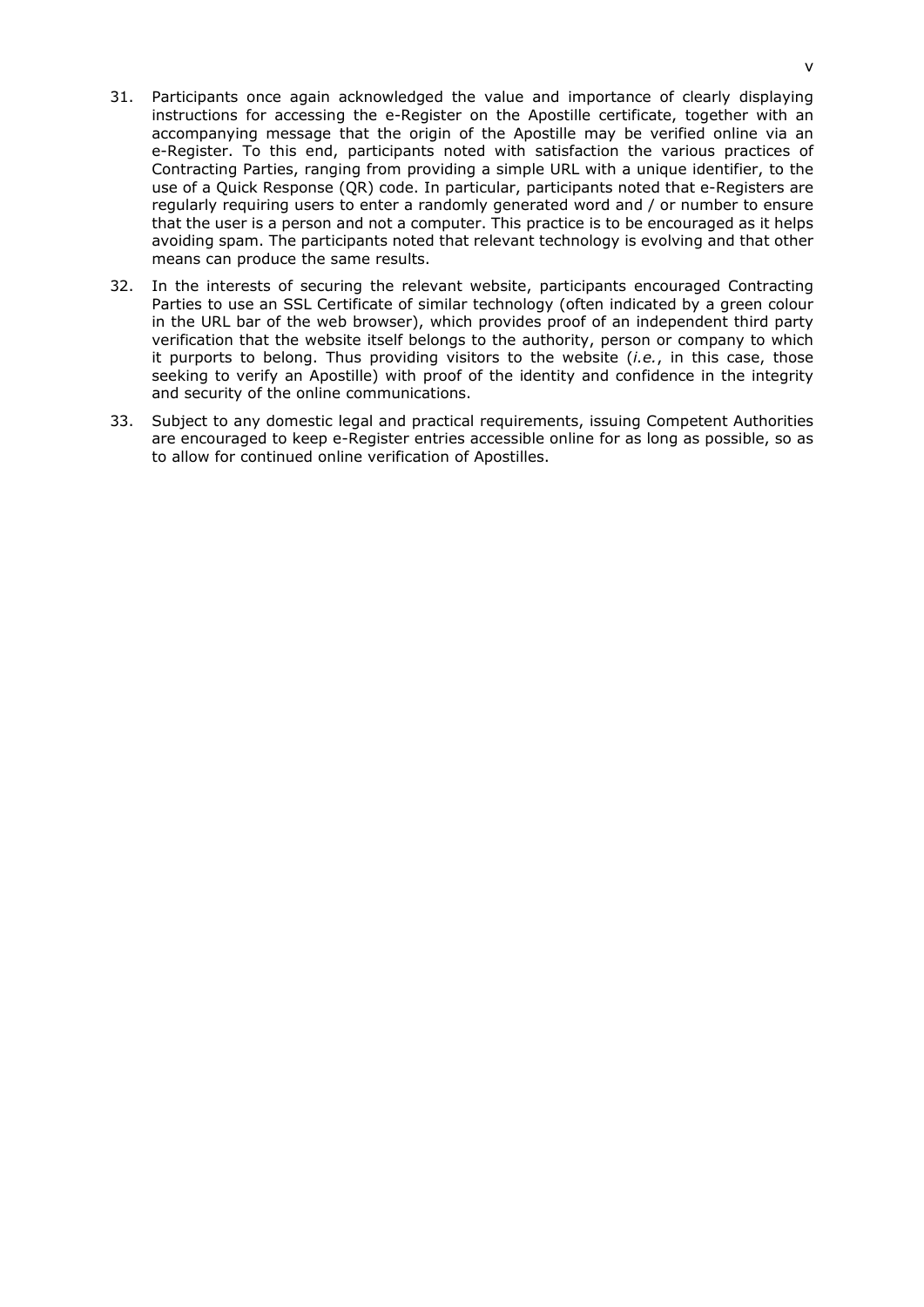31. Participants once again acknowledged the value and importance of clearly displaying instructions for accessing the e-Register on the Apostille certificate, together with an accompanying message that the origin of the Apostille may be verified online via an e-Register. To this end, participants noted with satisfaction the various practices of Contracting Parties, ranging from providing a simple URL with a unique identifier, to the use of a Quick Response (QR) code. In particular, participants noted that e-Registers are regularly requiring users to enter a randomly generated word and / or number to ensure that the user is a person and not a computer. This practice is to be encouraged as it helps avoiding spam. The participants noted that relevant technology is evolving and that other means can produce the same results.

32. In the interests of securing the relevant website, participants encouraged Contracting Parties to use an SSL Certificate of similar technology (often indicated by a green colour in the URL bar of the web browser), which provides proof of an independent third party verification that the website itself belongs to the authority, person or company to which it purports to belong. Thus providing visitors to the website (*i.e.*, in this case, those seeking to verify an Apostille) with proof of the identity and confidence in the integrity and security of the online communications.

33. Subject to any domestic legal and practical requirements, issuing Competent Authorities are encouraged to keep e-Register entries accessible online for as long as possible, so as to allow for continued online verification of Apostilles.